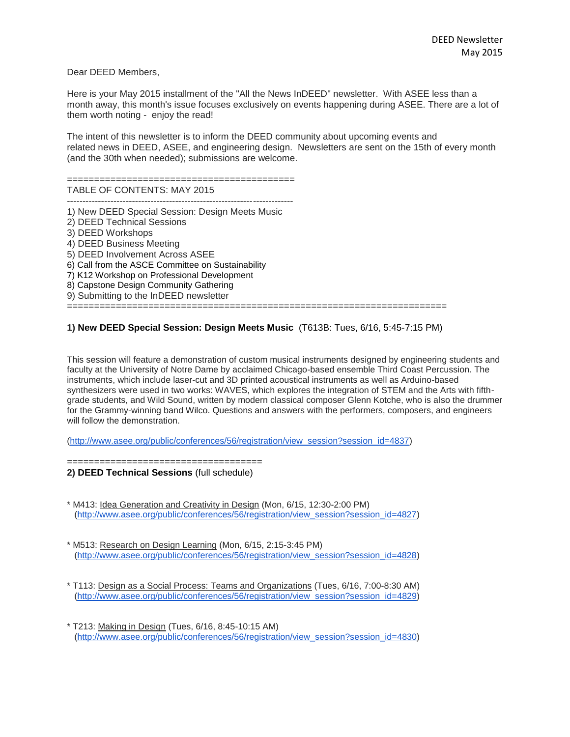DEED Newsletter
May 2015

Dear DEED Members,

Here is your May 2015 installment of the "All the News InDEED" newsletter. With ASEE less than a month away, this month's issue focuses exclusively on events happening during ASEE. There are a lot of them worth noting - enjoy the read!

The intent of this newsletter is to inform the DEED community about upcoming events and related news in DEED, ASEE, and engineering design. Newsletters are sent on the 15th of every month (and the 30th when needed); submissions are welcome.

==========================================

TABLE OF CONTENTS: MAY 2015

------------------------------------------------------------------------

1) New DEED Special Session: Design Meets Music
2) DEED Technical Sessions
3) DEED Workshops
4) DEED Business Meeting
5) DEED Involvement Across ASEE
6) Call from the ASCE Committee on Sustainability
7) K12 Workshop on Professional Development
8) Capstone Design Community Gathering
9) Submitting to the InDEED newsletter

======================================================================

**1) New DEED Special Session: Design Meets Music** (T613B: Tues, 6/16, 5:45-7:15 PM)

This session will feature a demonstration of custom musical instruments designed by engineering students and faculty at the University of Notre Dame by acclaimed Chicago-based ensemble Third Coast Percussion. The instruments, which include laser-cut and 3D printed acoustical instruments as well as Arduino-based synthesizers were used in two works: WAVES, which explores the integration of STEM and the Arts with fifth-grade students, and Wild Sound, written by modern classical composer Glenn Kotche, who is also the drummer for the Grammy-winning band Wilco. Questions and answers with the performers, composers, and engineers will follow the demonstration.

(http://www.asee.org/public/conferences/56/registration/view_session?session_id=4837)

====================================

**2) DEED Technical Sessions** (full schedule)

* M413: Idea Generation and Creativity in Design (Mon, 6/15, 12:30-2:00 PM)
  (http://www.asee.org/public/conferences/56/registration/view_session?session_id=4827)

* M513: Research on Design Learning (Mon, 6/15, 2:15-3:45 PM)
  (http://www.asee.org/public/conferences/56/registration/view_session?session_id=4828)

* T113: Design as a Social Process: Teams and Organizations (Tues, 6/16, 7:00-8:30 AM)
  (http://www.asee.org/public/conferences/56/registration/view_session?session_id=4829)

* T213: Making in Design (Tues, 6/16, 8:45-10:15 AM)
  (http://www.asee.org/public/conferences/56/registration/view_session?session_id=4830)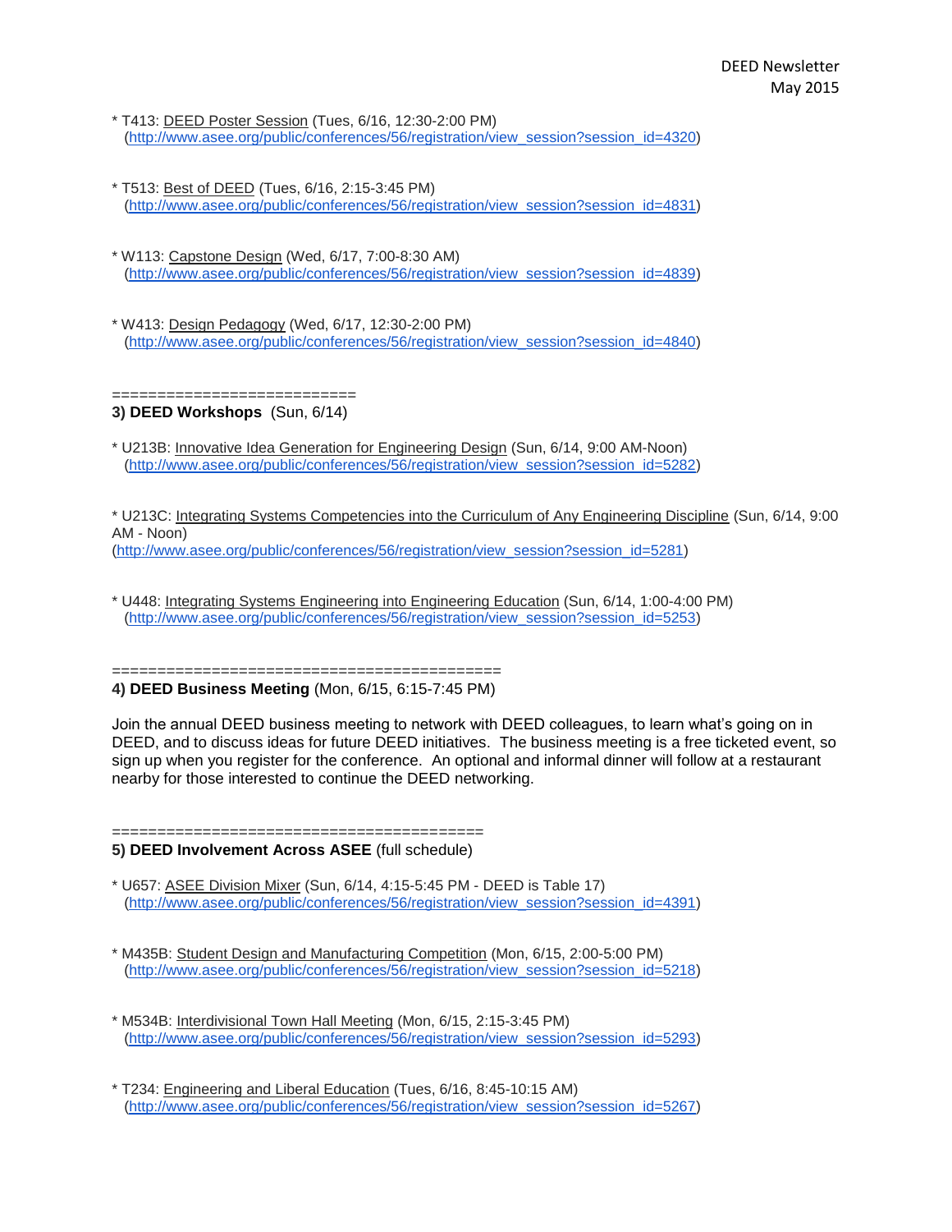* T413: DEED Poster Session (Tues, 6/16, 12:30-2:00 PM)
  (http://www.asee.org/public/conferences/56/registration/view_session?session_id=4320)

* T513: Best of DEED (Tues, 6/16, 2:15-3:45 PM)
  (http://www.asee.org/public/conferences/56/registration/view_session?session_id=4831)

* W113: Capstone Design (Wed, 6/17, 7:00-8:30 AM)
  (http://www.asee.org/public/conferences/56/registration/view_session?session_id=4839)

* W413: Design Pedagogy (Wed, 6/17, 12:30-2:00 PM)
  (http://www.asee.org/public/conferences/56/registration/view_session?session_id=4840)

==========================

**3) DEED Workshops** (Sun, 6/14)

* U213B: Innovative Idea Generation for Engineering Design (Sun, 6/14, 9:00 AM-Noon)
  (http://www.asee.org/public/conferences/56/registration/view_session?session_id=5282)

* U213C: Integrating Systems Competencies into the Curriculum of Any Engineering Discipline (Sun, 6/14, 9:00 AM - Noon)
(http://www.asee.org/public/conferences/56/registration/view_session?session_id=5281)

* U448: Integrating Systems Engineering into Engineering Education (Sun, 6/14, 1:00-4:00 PM)
  (http://www.asee.org/public/conferences/56/registration/view_session?session_id=5253)

==========================================

**4) DEED Business Meeting** (Mon, 6/15, 6:15-7:45 PM)

Join the annual DEED business meeting to network with DEED colleagues, to learn what's going on in DEED, and to discuss ideas for future DEED initiatives. The business meeting is a free ticketed event, so sign up when you register for the conference. An optional and informal dinner will follow at a restaurant nearby for those interested to continue the DEED networking.

========================================

**5) DEED Involvement Across ASEE** (full schedule)

* U657: ASEE Division Mixer (Sun, 6/14, 4:15-5:45 PM - DEED is Table 17)
  (http://www.asee.org/public/conferences/56/registration/view_session?session_id=4391)

* M435B: Student Design and Manufacturing Competition (Mon, 6/15, 2:00-5:00 PM)
  (http://www.asee.org/public/conferences/56/registration/view_session?session_id=5218)

* M534B: Interdivisional Town Hall Meeting (Mon, 6/15, 2:15-3:45 PM)
  (http://www.asee.org/public/conferences/56/registration/view_session?session_id=5293)

* T234: Engineering and Liberal Education (Tues, 6/16, 8:45-10:15 AM)
  (http://www.asee.org/public/conferences/56/registration/view_session?session_id=5267)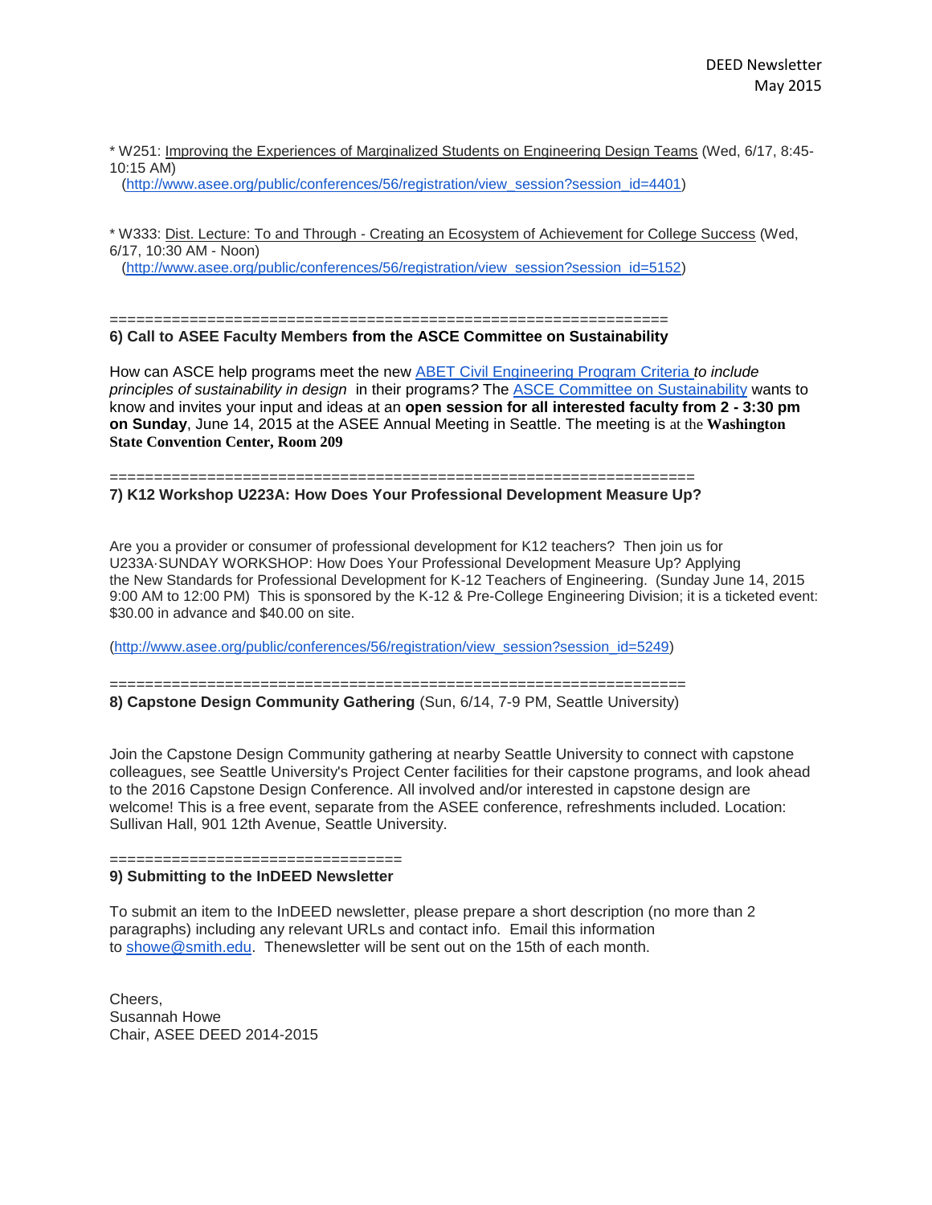* W251: Improving the Experiences of Marginalized Students on Engineering Design Teams (Wed, 6/17, 8:45-10:15 AM)
  (http://www.asee.org/public/conferences/56/registration/view_session?session_id=4401)

* W333: Dist. Lecture: To and Through - Creating an Ecosystem of Achievement for College Success (Wed, 6/17, 10:30 AM - Noon)
  (http://www.asee.org/public/conferences/56/registration/view_session?session_id=5152)

================================================================

**6) Call to ASEE Faculty Members from the ASCE Committee on Sustainability**

How can ASCE help programs meet the new ABET Civil Engineering Program Criteria *to include principles of sustainability in design* in their programs? The ASCE Committee on Sustainability wants to know and invites your input and ideas at an **open session for all interested faculty from 2 - 3:30 pm on Sunday**, June 14, 2015 at the ASEE Annual Meeting in Seattle. The meeting is at the **Washington State Convention Center, Room 209**

================================================================

**7) K12 Workshop U223A: How Does Your Professional Development Measure Up?**

Are you a provider or consumer of professional development for K12 teachers? Then join us for U233A·SUNDAY WORKSHOP: How Does Your Professional Development Measure Up? Applying the New Standards for Professional Development for K-12 Teachers of Engineering. (Sunday June 14, 2015 9:00 AM to 12:00 PM) This is sponsored by the K-12 & Pre-College Engineering Division; it is a ticketed event: $30.00 in advance and $40.00 on site.

(http://www.asee.org/public/conferences/56/registration/view_session?session_id=5249)

================================================================

**8) Capstone Design Community Gathering** (Sun, 6/14, 7-9 PM, Seattle University)

Join the Capstone Design Community gathering at nearby Seattle University to connect with capstone colleagues, see Seattle University's Project Center facilities for their capstone programs, and look ahead to the 2016 Capstone Design Conference. All involved and/or interested in capstone design are welcome! This is a free event, separate from the ASEE conference, refreshments included. Location: Sullivan Hall, 901 12th Avenue, Seattle University.

================================

**9) Submitting to the InDEED Newsletter**

To submit an item to the InDEED newsletter, please prepare a short description (no more than 2 paragraphs) including any relevant URLs and contact info. Email this information to showe@smith.edu. Thenewsletter will be sent out on the 15th of each month.

Cheers,
Susannah Howe
Chair, ASEE DEED 2014-2015